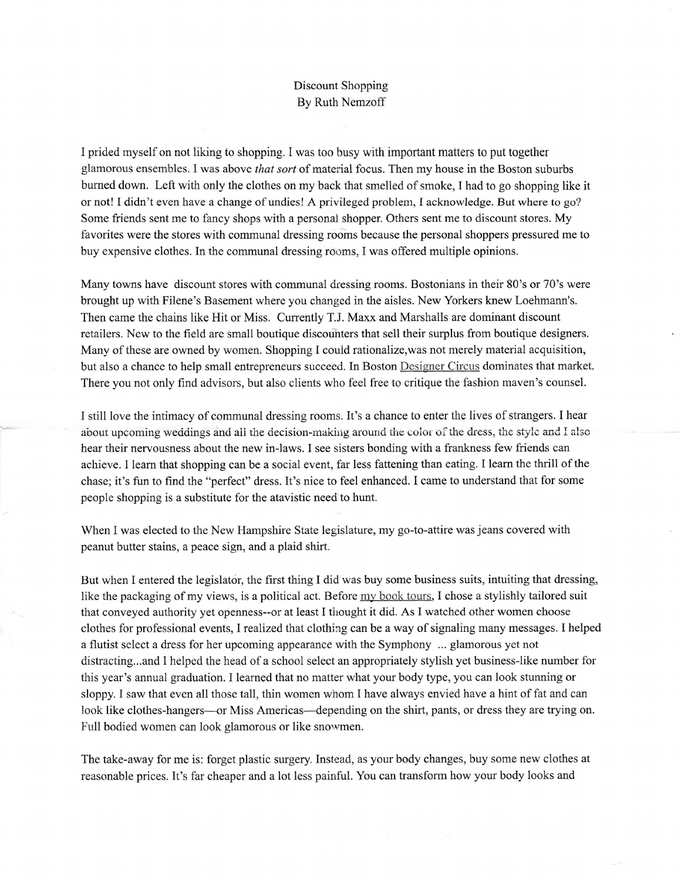Discount Shopping
By Ruth Nemzoff

I prided myself on not liking to shopping. I was too busy with important matters to put together glamorous ensembles. I was above *that sort* of material focus. Then my house in the Boston suburbs burned down. Left with only the clothes on my back that smelled of smoke, I had to go shopping like it or not! I didn't even have a change of undies! A privileged problem, I acknowledge. But where to go? Some friends sent me to fancy shops with a personal shopper. Others sent me to discount stores. My favorites were the stores with communal dressing rooms because the personal shoppers pressured me to buy expensive clothes. In the communal dressing rooms, I was offered multiple opinions.

Many towns have discount stores with communal dressing rooms. Bostonians in their 80's or 70's were brought up with Filene's Basement where you changed in the aisles. New Yorkers knew Loehmann's. Then came the chains like Hit or Miss. Currently T.J. Maxx and Marshalls are dominant discount retailers. New to the field are small boutique discounters that sell their surplus from boutique designers. Many of these are owned by women. Shopping I could rationalize,was not merely material acquisition, but also a chance to help small entrepreneurs succeed. In Boston Designer Circus dominates that market. There you not only find advisors, but also clients who feel free to critique the fashion maven's counsel.

I still love the intimacy of communal dressing rooms. It's a chance to enter the lives of strangers. I hear about upcoming weddings and all the decision-making around the color of the dress, the style and I also hear their nervousness about the new in-laws. I see sisters bonding with a frankness few friends can achieve. I learn that shopping can be a social event, far less fattening than eating. I learn the thrill of the chase; it's fun to find the "perfect" dress. It's nice to feel enhanced. I came to understand that for some people shopping is a substitute for the atavistic need to hunt.

When I was elected to the New Hampshire State legislature, my go-to-attire was jeans covered with peanut butter stains, a peace sign, and a plaid shirt.

But when I entered the legislator, the first thing I did was buy some business suits, intuiting that dressing, like the packaging of my views, is a political act. Before my book tours, I chose a stylishly tailored suit that conveyed authority yet openness--or at least I thought it did. As I watched other women choose clothes for professional events, I realized that clothing can be a way of signaling many messages. I helped a flutist select a dress for her upcoming appearance with the Symphony ... glamorous yet not distracting...and I helped the head of a school select an appropriately stylish yet business-like number for this year's annual graduation. I learned that no matter what your body type, you can look stunning or sloppy. I saw that even all those tall, thin women whom I have always envied have a hint of fat and can look like clothes-hangers—or Miss Americas—depending on the shirt, pants, or dress they are trying on. Full bodied women can look glamorous or like snowmen.

The take-away for me is: forget plastic surgery. Instead, as your body changes, buy some new clothes at reasonable prices. It's far cheaper and a lot less painful. You can transform how your body looks and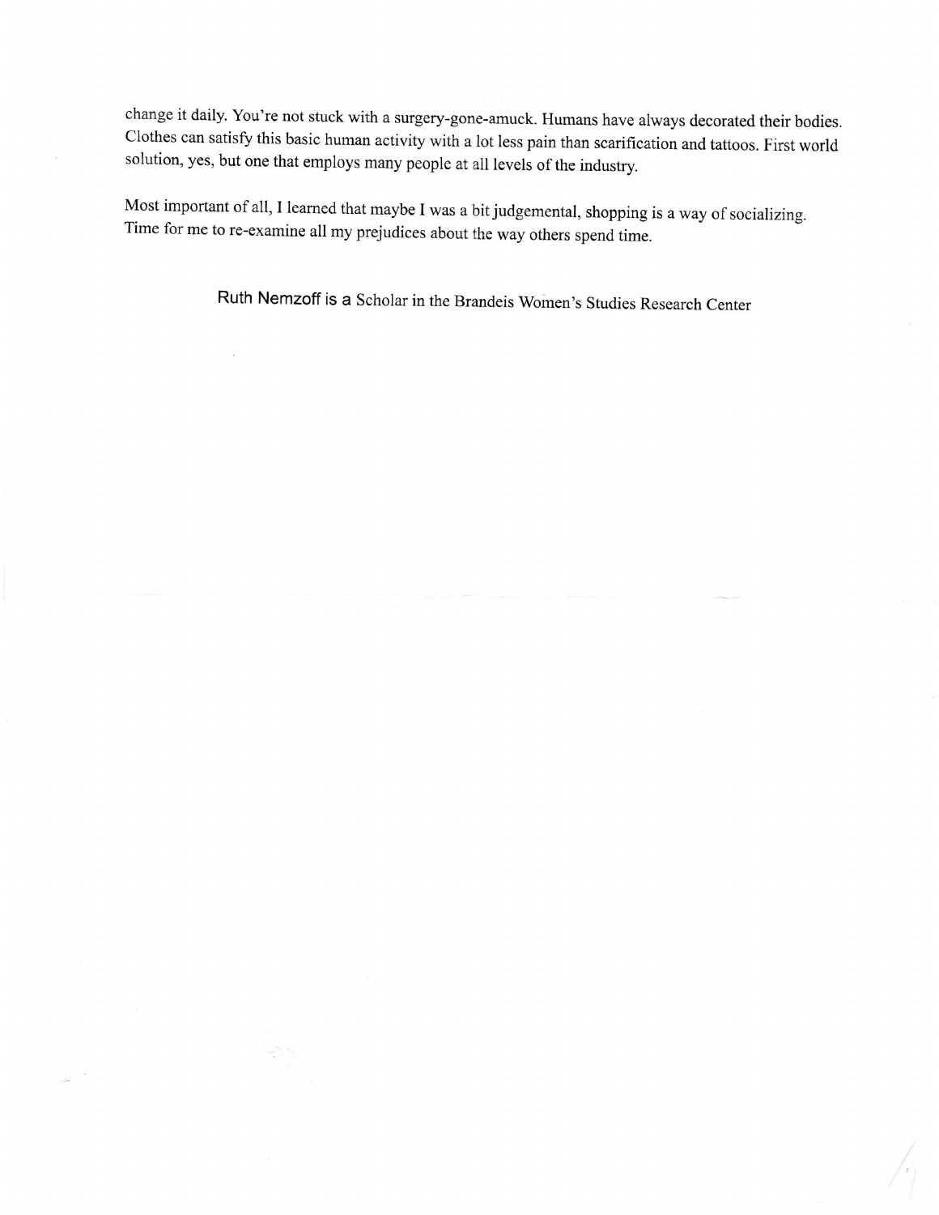change it daily. You're not stuck with a surgery-gone-amuck. Humans have always decorated their bodies. Clothes can satisfy this basic human activity with a lot less pain than scarification and tattoos. First world solution, yes, but one that employs many people at all levels of the industry.

Most important of all, I learned that maybe I was a bit judgemental, shopping is a way of socializing. Time for me to re-examine all my prejudices about the way others spend time.

Ruth Nemzoff is a Scholar in the Brandeis Women's Studies Research Center